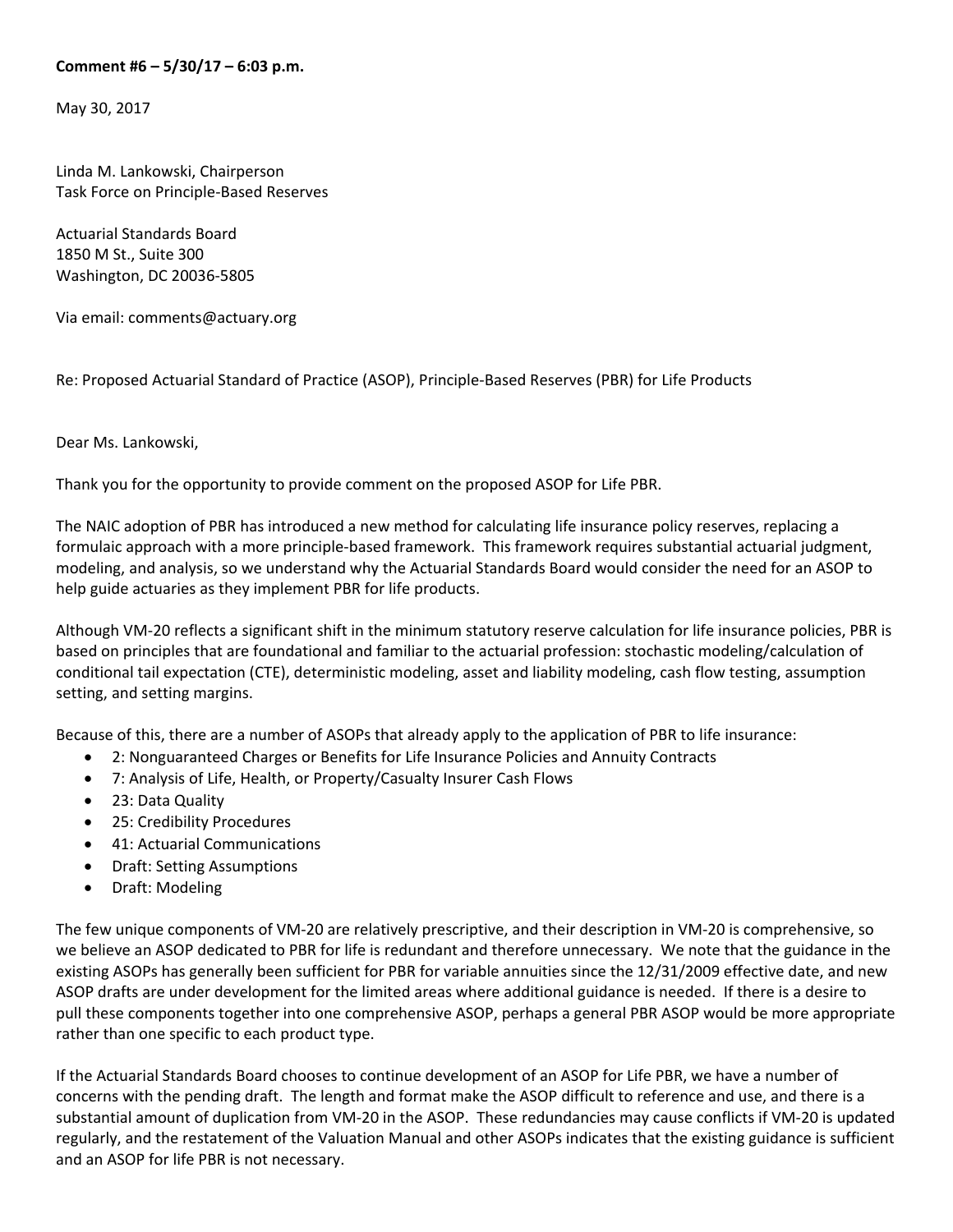**Comment #6 – 5/30/17 – 6:03 p.m.**

May 30, 2017

Linda M. Lankowski, Chairperson
Task Force on Principle-Based Reserves

Actuarial Standards Board
1850 M St., Suite 300
Washington, DC 20036-5805

Via email: comments@actuary.org

Re: Proposed Actuarial Standard of Practice (ASOP), Principle-Based Reserves (PBR) for Life Products

Dear Ms. Lankowski,

Thank you for the opportunity to provide comment on the proposed ASOP for Life PBR.

The NAIC adoption of PBR has introduced a new method for calculating life insurance policy reserves, replacing a formulaic approach with a more principle-based framework. This framework requires substantial actuarial judgment, modeling, and analysis, so we understand why the Actuarial Standards Board would consider the need for an ASOP to help guide actuaries as they implement PBR for life products.

Although VM-20 reflects a significant shift in the minimum statutory reserve calculation for life insurance policies, PBR is based on principles that are foundational and familiar to the actuarial profession: stochastic modeling/calculation of conditional tail expectation (CTE), deterministic modeling, asset and liability modeling, cash flow testing, assumption setting, and setting margins.

Because of this, there are a number of ASOPs that already apply to the application of PBR to life insurance:

- 2: Nonguaranteed Charges or Benefits for Life Insurance Policies and Annuity Contracts
- 7: Analysis of Life, Health, or Property/Casualty Insurer Cash Flows
- 23: Data Quality
- 25: Credibility Procedures
- 41: Actuarial Communications
- Draft: Setting Assumptions
- Draft: Modeling

The few unique components of VM-20 are relatively prescriptive, and their description in VM-20 is comprehensive, so we believe an ASOP dedicated to PBR for life is redundant and therefore unnecessary. We note that the guidance in the existing ASOPs has generally been sufficient for PBR for variable annuities since the 12/31/2009 effective date, and new ASOP drafts are under development for the limited areas where additional guidance is needed. If there is a desire to pull these components together into one comprehensive ASOP, perhaps a general PBR ASOP would be more appropriate rather than one specific to each product type.

If the Actuarial Standards Board chooses to continue development of an ASOP for Life PBR, we have a number of concerns with the pending draft. The length and format make the ASOP difficult to reference and use, and there is a substantial amount of duplication from VM-20 in the ASOP. These redundancies may cause conflicts if VM-20 is updated regularly, and the restatement of the Valuation Manual and other ASOPs indicates that the existing guidance is sufficient and an ASOP for life PBR is not necessary.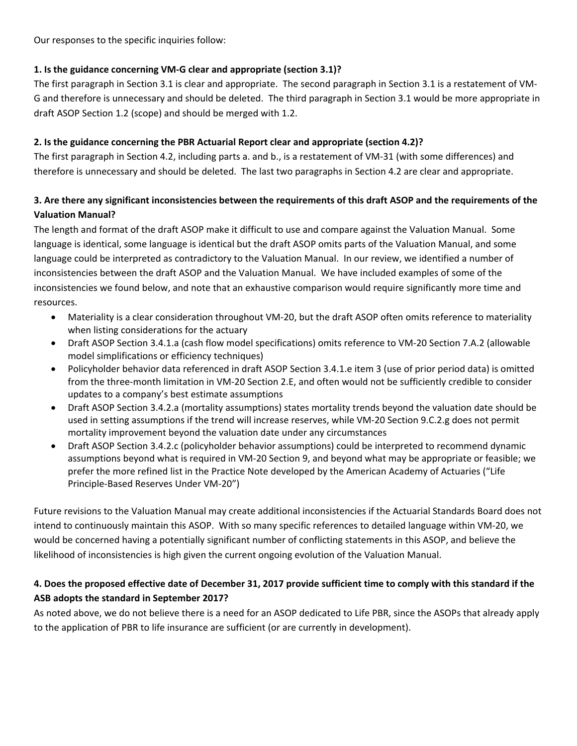Our responses to the specific inquiries follow:

**1. Is the guidance concerning VM-G clear and appropriate (section 3.1)?**

The first paragraph in Section 3.1 is clear and appropriate. The second paragraph in Section 3.1 is a restatement of VM-G and therefore is unnecessary and should be deleted. The third paragraph in Section 3.1 would be more appropriate in draft ASOP Section 1.2 (scope) and should be merged with 1.2.

**2. Is the guidance concerning the PBR Actuarial Report clear and appropriate (section 4.2)?**

The first paragraph in Section 4.2, including parts a. and b., is a restatement of VM-31 (with some differences) and therefore is unnecessary and should be deleted. The last two paragraphs in Section 4.2 are clear and appropriate.

**3. Are there any significant inconsistencies between the requirements of this draft ASOP and the requirements of the Valuation Manual?**

The length and format of the draft ASOP make it difficult to use and compare against the Valuation Manual. Some language is identical, some language is identical but the draft ASOP omits parts of the Valuation Manual, and some language could be interpreted as contradictory to the Valuation Manual. In our review, we identified a number of inconsistencies between the draft ASOP and the Valuation Manual. We have included examples of some of the inconsistencies we found below, and note that an exhaustive comparison would require significantly more time and resources.

- Materiality is a clear consideration throughout VM-20, but the draft ASOP often omits reference to materiality when listing considerations for the actuary
- Draft ASOP Section 3.4.1.a (cash flow model specifications) omits reference to VM-20 Section 7.A.2 (allowable model simplifications or efficiency techniques)
- Policyholder behavior data referenced in draft ASOP Section 3.4.1.e item 3 (use of prior period data) is omitted from the three-month limitation in VM-20 Section 2.E, and often would not be sufficiently credible to consider updates to a company's best estimate assumptions
- Draft ASOP Section 3.4.2.a (mortality assumptions) states mortality trends beyond the valuation date should be used in setting assumptions if the trend will increase reserves, while VM-20 Section 9.C.2.g does not permit mortality improvement beyond the valuation date under any circumstances
- Draft ASOP Section 3.4.2.c (policyholder behavior assumptions) could be interpreted to recommend dynamic assumptions beyond what is required in VM-20 Section 9, and beyond what may be appropriate or feasible; we prefer the more refined list in the Practice Note developed by the American Academy of Actuaries ("Life Principle-Based Reserves Under VM-20")

Future revisions to the Valuation Manual may create additional inconsistencies if the Actuarial Standards Board does not intend to continuously maintain this ASOP. With so many specific references to detailed language within VM-20, we would be concerned having a potentially significant number of conflicting statements in this ASOP, and believe the likelihood of inconsistencies is high given the current ongoing evolution of the Valuation Manual.

**4. Does the proposed effective date of December 31, 2017 provide sufficient time to comply with this standard if the ASB adopts the standard in September 2017?**

As noted above, we do not believe there is a need for an ASOP dedicated to Life PBR, since the ASOPs that already apply to the application of PBR to life insurance are sufficient (or are currently in development).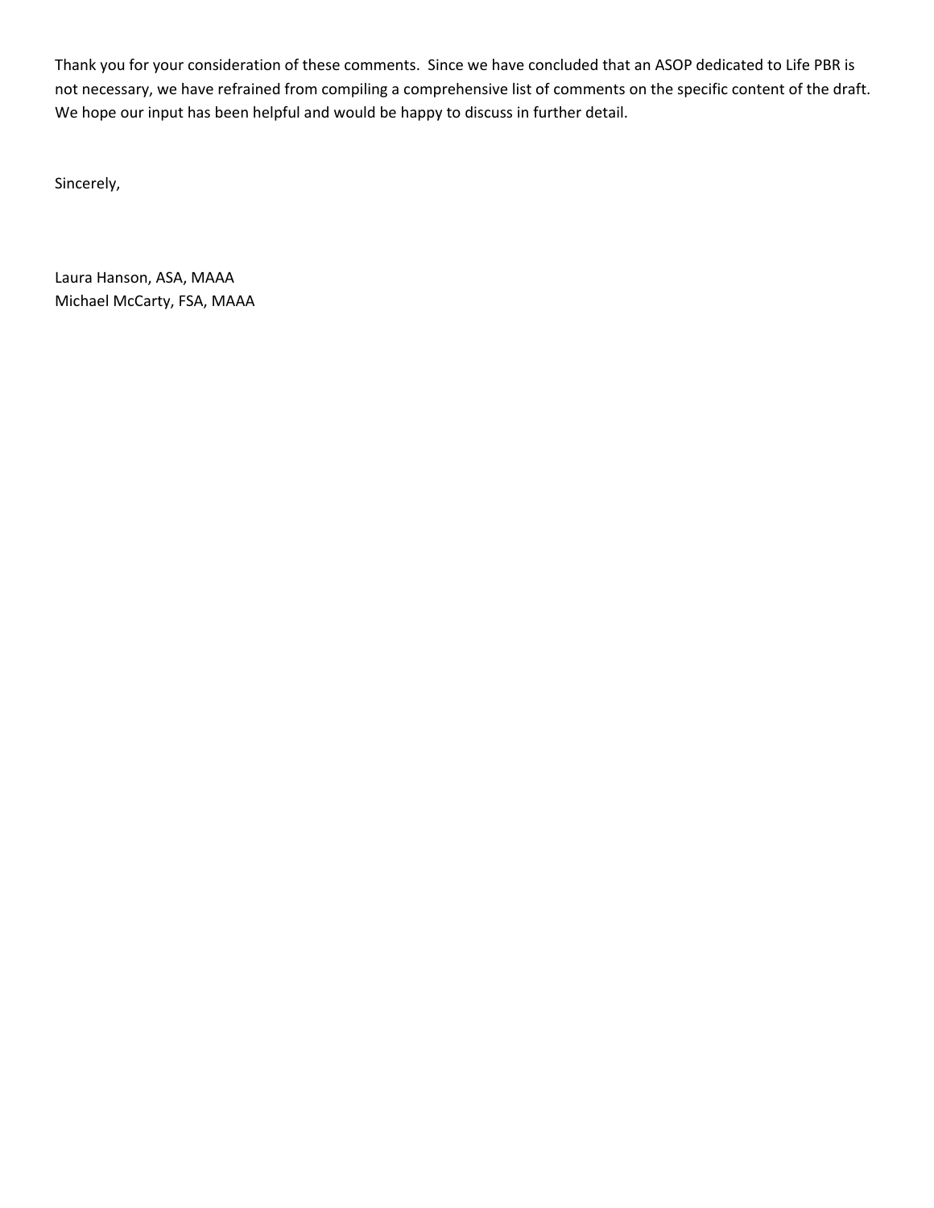Thank you for your consideration of these comments. Since we have concluded that an ASOP dedicated to Life PBR is not necessary, we have refrained from compiling a comprehensive list of comments on the specific content of the draft. We hope our input has been helpful and would be happy to discuss in further detail.

Sincerely,

Laura Hanson, ASA, MAAA
Michael McCarty, FSA, MAAA